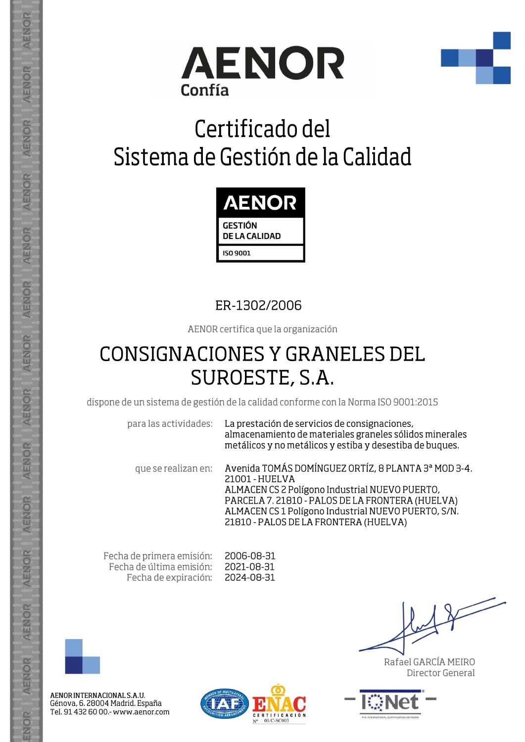AENOR
Confía

# Certificado del Sistema de Gestión de la Calidad

AENOR
GESTIÓN DE LA CALIDAD
ISO 9001

ER-1302/2006

AENOR certifica que la organización

## CONSIGNACIONES Y GRANELES DEL SUROESTE, S.A.

dispone de un sistema de gestión de la calidad conforme con la Norma ISO 9001:2015

para las actividades: La prestación de servicios de consignaciones, almacenamiento de materiales graneles sólidos minerales metálicos y no metálicos y estiba y desestiba de buques.

que se realizan en: Avenida TOMÁS DOMÍNGUEZ ORTÍZ, 8 PLANTA 3ª MOD 3-4. 21001 - HUELVA
ALMACEN CS 2 Polígono Industrial NUEVO PUERTO, PARCELA 7. 21810 - PALOS DE LA FRONTERA (HUELVA)
ALMACEN CS 1 Polígono Industrial NUEVO PUERTO, S/N. 21810 - PALOS DE LA FRONTERA (HUELVA)

Fecha de primera emisión: 2006-08-31
Fecha de última emisión: 2021-08-31
Fecha de expiración: 2024-08-31

Rafael GARCÍA MEIRO
Director General

AENOR INTERNACIONAL S.A.U.
Génova, 6. 28004 Madrid. España
Tel. 91 432 60 00.- www.aenor.com

ENAC CERTIFICACIÓN Nº 01/C-SC003

IQNet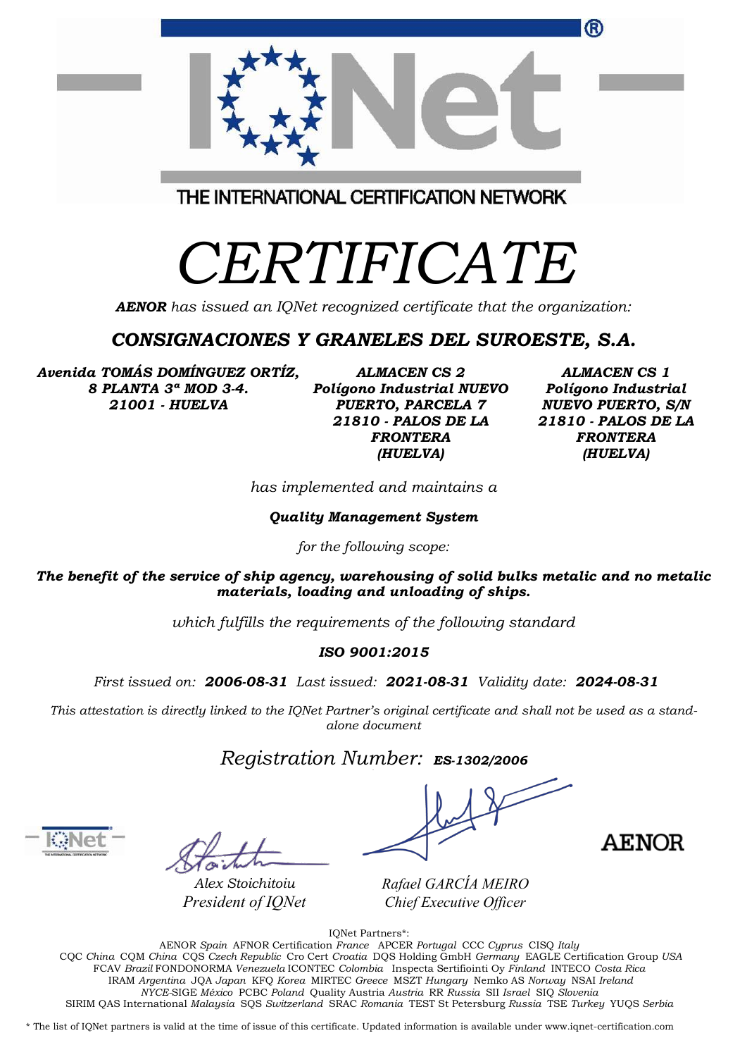THE INTERNATIONAL CERTIFICATION NETWORK

# CERTIFICATE

***AENOR*** *has issued an IQNet recognized certificate that the organization:*

## *CONSIGNACIONES Y GRANELES DEL SUROESTE, S.A.*

***Avenida TOMÁS DOMÍNGUEZ ORTÍZ, 8 PLANTA 3ª MOD 3-4. 21001 - HUELVA***

***ALMACEN CS 2 Polígono Industrial NUEVO PUERTO, PARCELA 7 21810 - PALOS DE LA FRONTERA (HUELVA)***

***ALMACEN CS 1 Polígono Industrial NUEVO PUERTO, S/N 21810 - PALOS DE LA FRONTERA (HUELVA)***

*has implemented and maintains a*

***Quality Management System***

*for the following scope:*

***The benefit of the service of ship agency, warehousing of solid bulks metalic and no metalic materials, loading and unloading of ships.***

*which fulfills the requirements of the following standard*

***ISO 9001:2015***

*First issued on:* ***2006-08-31*** *Last issued:* ***2021-08-31*** *Validity date:* ***2024-08-31***

*This attestation is directly linked to the IQNet Partner's original certificate and shall not be used as a stand-alone document*

*Registration Number:* ***ES-1302/2006***

*Alex Stoichitoiu*
*President of IQNet*

*Rafael GARCÍA MEIRO*
*Chief Executive Officer*

AENOR

IQNet Partners*:
AENOR *Spain* AFNOR Certification *France* APCER *Portugal* CCC *Cyprus* CISQ *Italy*
CQC *China* CQM *China* CQS *Czech Republic* Cro Cert *Croatia* DQS Holding GmbH *Germany* EAGLE Certification Group *USA*
FCAV *Brazil* FONDONORMA *Venezuela* ICONTEC *Colombia* Inspecta Sertifiointi Oy *Finland* INTECO *Costa Rica*
IRAM *Argentina* JQA *Japan* KFQ *Korea* MIRTEC *Greece* MSZT *Hungary* Nemko AS *Norway* NSAI *Ireland*
*NYCE*-SIGE *México* PCBC *Poland* Quality Austria *Austria* RR *Russia* SII *Israel* SIQ *Slovenia*
SIRIM QAS International *Malaysia* SQS *Switzerland* SRAC *Romania* TEST St Petersburg *Russia* TSE *Turkey* YUQS *Serbia*

\* The list of IQNet partners is valid at the time of issue of this certificate. Updated information is available under www.iqnet-certification.com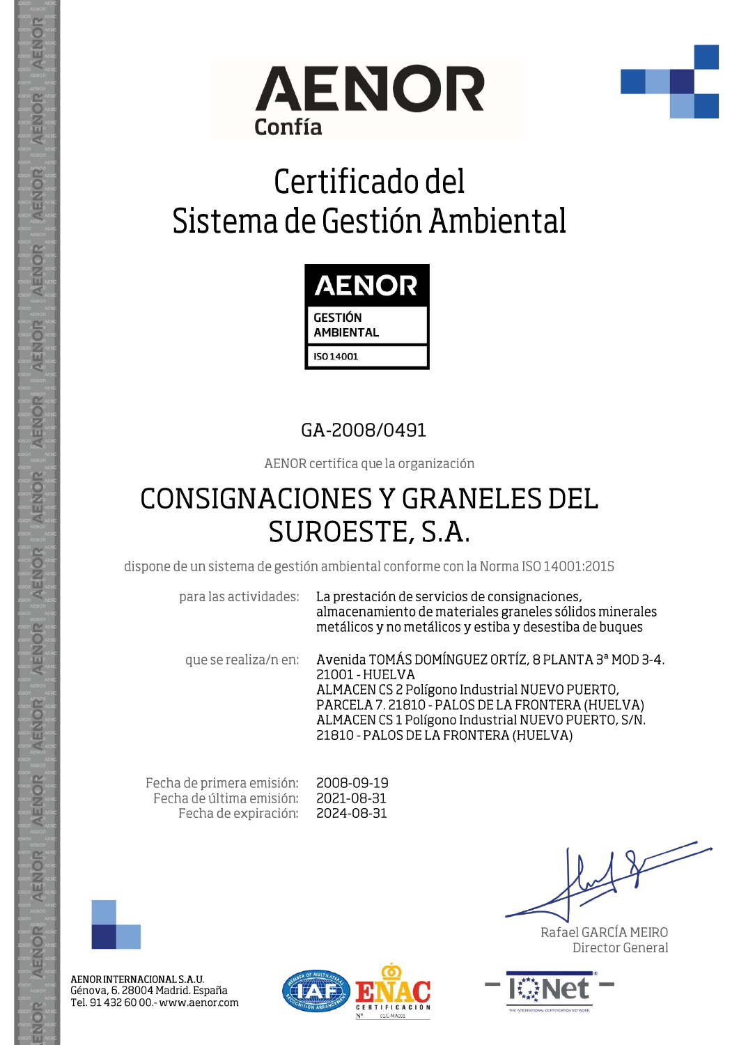AENOR

Confía

# Certificado del Sistema de Gestión Ambiental

AENOR

GESTIÓN AMBIENTAL

ISO 14001

GA-2008/0491

AENOR certifica que la organización

## CONSIGNACIONES Y GRANELES DEL SUROESTE, S.A.

dispone de un sistema de gestión ambiental conforme con la Norma ISO 14001:2015

| | |
|---|---|
| para las actividades: | La prestación de servicios de consignaciones, almacenamiento de materiales graneles sólidos minerales metálicos y no metálicos y estiba y desestiba de buques |
| que se realiza/n en: | Avenida TOMÁS DOMÍNGUEZ ORTÍZ, 8 PLANTA 3ª MOD 3-4. 21001 - HUELVA<br>ALMACEN CS 2 Polígono Industrial NUEVO PUERTO, PARCELA 7. 21810 - PALOS DE LA FRONTERA (HUELVA)<br>ALMACEN CS 1 Polígono Industrial NUEVO PUERTO, S/N. 21810 - PALOS DE LA FRONTERA (HUELVA) |

| | |
|---|---|
| Fecha de primera emisión: | 2008-09-19 |
| Fecha de última emisión: | 2021-08-31 |
| Fecha de expiración: | 2024-08-31 |

Rafael GARCÍA MEIRO
Director General

AENOR INTERNACIONAL S.A.U.
Génova, 6. 28004 Madrid. España
Tel. 91 432 60 00.- www.aenor.com

ENAC CERTIFICACIÓN Nº 01/C-MA001

IQNet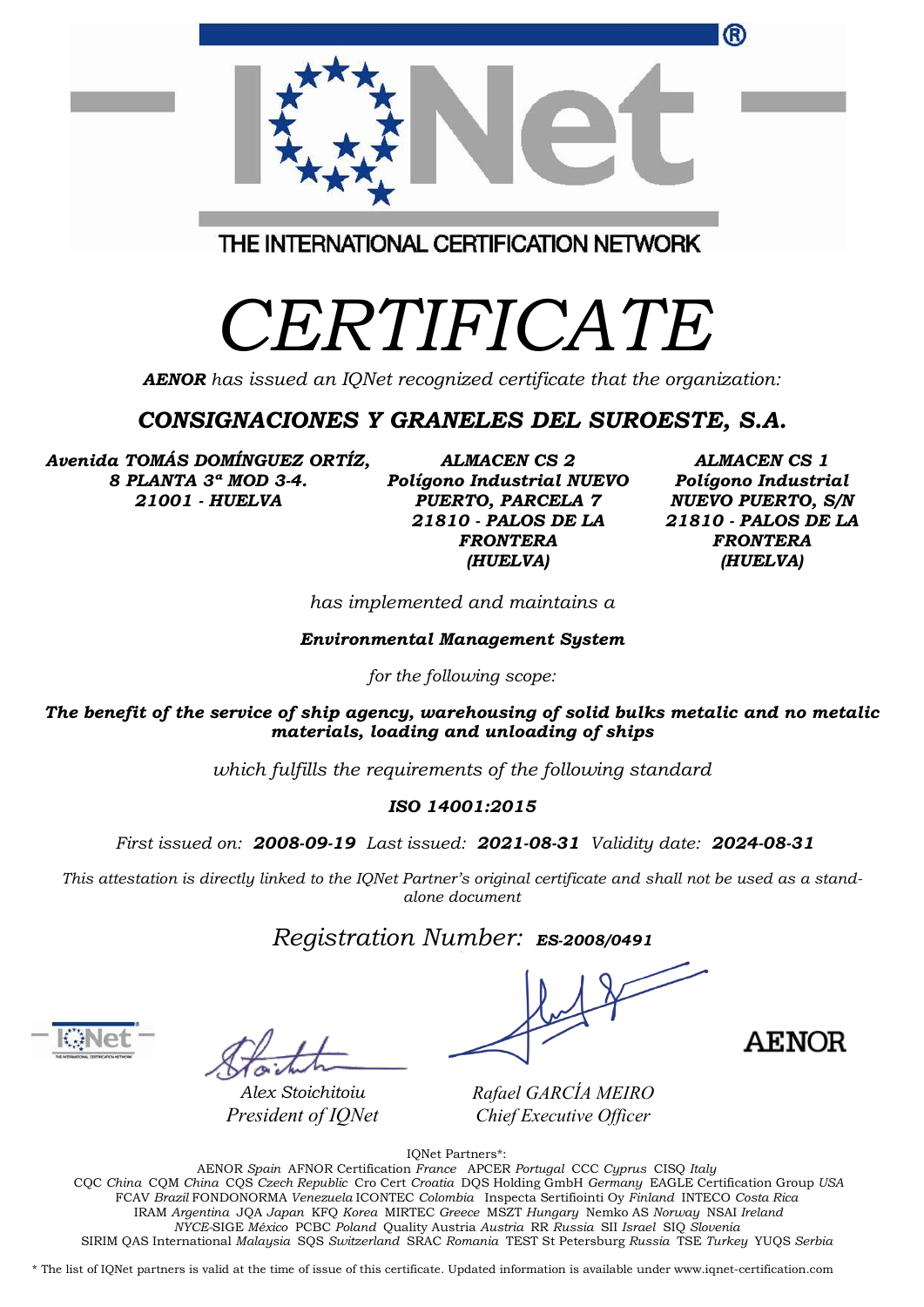IQNet

THE INTERNATIONAL CERTIFICATION NETWORK

# CERTIFICATE

***AENOR*** *has issued an IQNet recognized certificate that the organization:*

## *CONSIGNACIONES Y GRANELES DEL SUROESTE, S.A.*

***Avenida TOMÁS DOMÍNGUEZ ORTÍZ, 8 PLANTA 3ª MOD 3-4. 21001 - HUELVA***

***ALMACEN CS 2 Polígono Industrial NUEVO PUERTO, PARCELA 7 21810 - PALOS DE LA FRONTERA (HUELVA)***

***ALMACEN CS 1 Polígono Industrial NUEVO PUERTO, S/N 21810 - PALOS DE LA FRONTERA (HUELVA)***

*has implemented and maintains a*

***Environmental Management System***

*for the following scope:*

***The benefit of the service of ship agency, warehousing of solid bulks metalic and no metalic materials, loading and unloading of ships***

*which fulfills the requirements of the following standard*

***ISO 14001:2015***

*First issued on:* ***2008-09-19*** *Last issued:* ***2021-08-31*** *Validity date:* ***2024-08-31***

*This attestation is directly linked to the IQNet Partner's original certificate and shall not be used as a stand-alone document*

*Registration Number:* ***ES-2008/0491***

*Alex Stoichitoiu*
*President of IQNet*

*Rafael GARCÍA MEIRO*
*Chief Executive Officer*

AENOR

IQNet Partners*:

AENOR *Spain* AFNOR Certification *France* APCER *Portugal* CCC *Cyprus* CISQ *Italy*
CQC *China* CQM *China* CQS *Czech Republic* Cro Cert *Croatia* DQS Holding GmbH *Germany* EAGLE Certification Group *USA*
FCAV *Brazil* FONDONORMA *Venezuela* ICONTEC *Colombia* Inspecta Sertifiointi Oy *Finland* INTECO *Costa Rica*
IRAM *Argentina* JQA *Japan* KFQ *Korea* MIRTEC *Greece* MSZT *Hungary* Nemko AS *Norway* NSAI *Ireland*
*NYCE*-SIGE *México* PCBC *Poland* Quality Austria *Austria* RR *Russia* SII *Israel* SIQ *Slovenia*
SIRIM QAS International *Malaysia* SQS *Switzerland* SRAC *Romania* TEST St Petersburg *Russia* TSE *Turkey* YUQS *Serbia*

\* The list of IQNet partners is valid at the time of issue of this certificate. Updated information is available under www.iqnet-certification.com